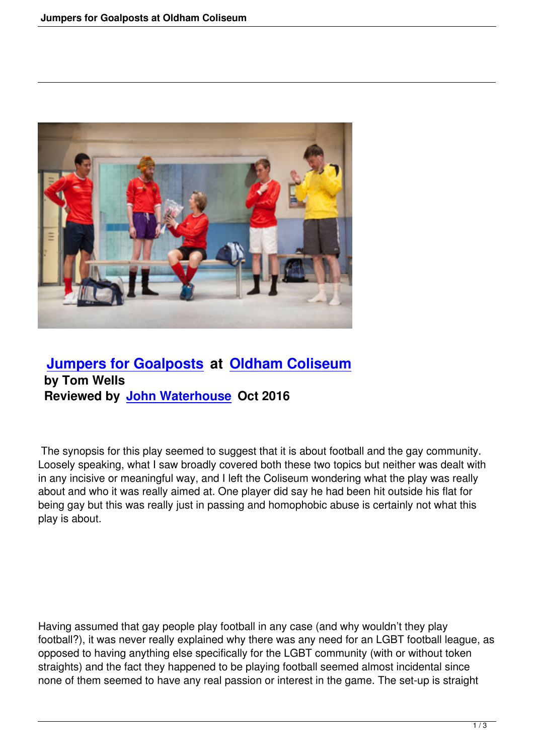# Jumpers for Goalposts at Oldham Coliseum

**by Tom Wells**

**Reviewed by John Waterhouse Oct 2016**

The synopsis for this play seemed to suggest that it is about football and the gay community. Loosely speaking, what I saw broadly covered both these two topics but neither was dealt with in any incisive or meaningful way, and I left the Coliseum wondering what the play was really about and who it was really aimed at. One player did say he had been hit outside his flat for being gay but this was really just in passing and homophobic abuse is certainly not what this play is about.

Having assumed that gay people play football in any case (and why wouldn't they play football?), it was never really explained why there was any need for an LGBT football league, as opposed to having anything else specifically for the LGBT community (with or without token straights) and the fact they happened to be playing football seemed almost incidental since none of them seemed to have any real passion or interest in the game. The set-up is straight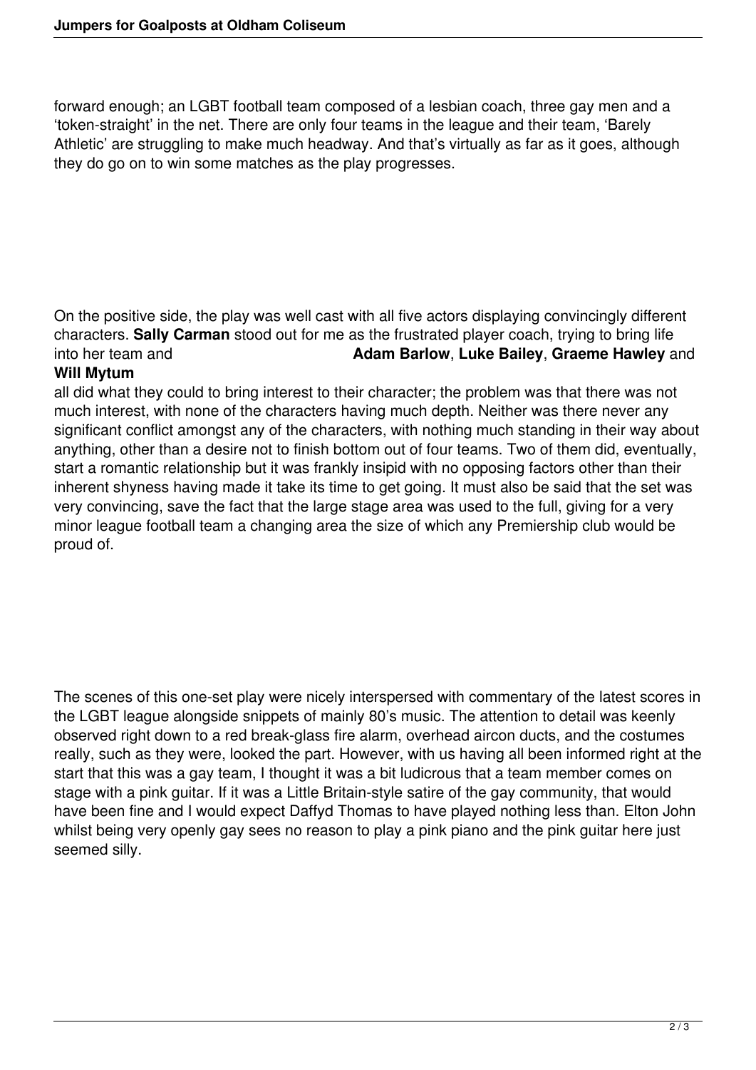forward enough; an LGBT football team composed of a lesbian coach, three gay men and a 'token-straight' in the net. There are only four teams in the league and their team, 'Barely Athletic' are struggling to make much headway. And that's virtually as far as it goes, although they do go on to win some matches as the play progresses.

On the positive side, the play was well cast with all five actors displaying convincingly different characters. **Sally Carman** stood out for me as the frustrated player coach, trying to bring life into her team and **Adam Barlow**, **Luke Bailey**, **Graeme Hawley** and **Will Mytum** all did what they could to bring interest to their character; the problem was that there was not much interest, with none of the characters having much depth. Neither was there never any significant conflict amongst any of the characters, with nothing much standing in their way about anything, other than a desire not to finish bottom out of four teams. Two of them did, eventually, start a romantic relationship but it was frankly insipid with no opposing factors other than their inherent shyness having made it take its time to get going. It must also be said that the set was very convincing, save the fact that the large stage area was used to the full, giving for a very minor league football team a changing area the size of which any Premiership club would be proud of.

The scenes of this one-set play were nicely interspersed with commentary of the latest scores in the LGBT league alongside snippets of mainly 80's music. The attention to detail was keenly observed right down to a red break-glass fire alarm, overhead aircon ducts, and the costumes really, such as they were, looked the part. However, with us having all been informed right at the start that this was a gay team, I thought it was a bit ludicrous that a team member comes on stage with a pink guitar. If it was a Little Britain-style satire of the gay community, that would have been fine and I would expect Daffyd Thomas to have played nothing less than. Elton John whilst being very openly gay sees no reason to play a pink piano and the pink guitar here just seemed silly.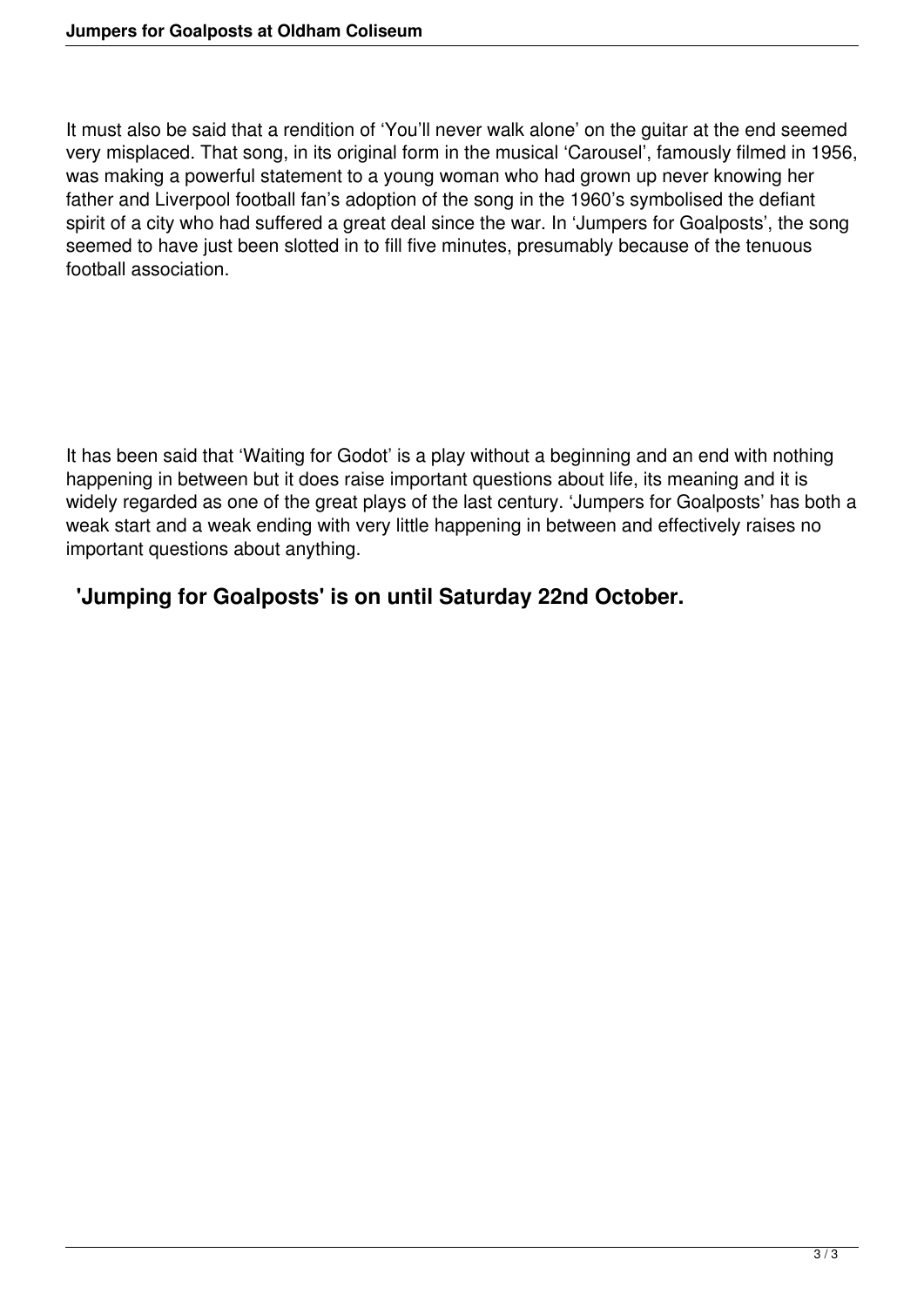It must also be said that a rendition of 'You'll never walk alone' on the guitar at the end seemed very misplaced. That song, in its original form in the musical 'Carousel', famously filmed in 1956, was making a powerful statement to a young woman who had grown up never knowing her father and Liverpool football fan's adoption of the song in the 1960's symbolised the defiant spirit of a city who had suffered a great deal since the war. In 'Jumpers for Goalposts', the song seemed to have just been slotted in to fill five minutes, presumably because of the tenuous football association.

It has been said that 'Waiting for Godot' is a play without a beginning and an end with nothing happening in between but it does raise important questions about life, its meaning and it is widely regarded as one of the great plays of the last century. 'Jumpers for Goalposts' has both a weak start and a weak ending with very little happening in between and effectively raises no important questions about anything.

## 'Jumping for Goalposts' is on until Saturday 22nd October.